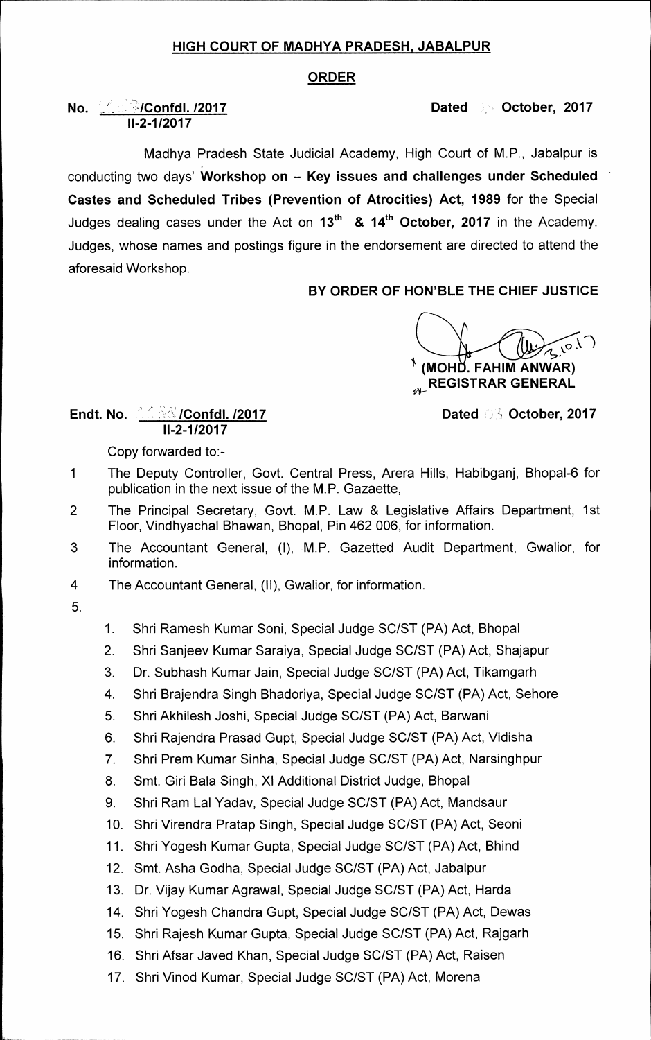## HIGH COURT OF MADHYA PRADESH, JABALPUR

### ORDER

**No. /Confdl. /2017** **Dated October, 2017**
**II-2-1/2017**

Madhya Pradesh State Judicial Academy, High Court of M.P., Jabalpur is conducting two days' **Workshop on – Key issues and challenges under Scheduled Castes and Scheduled Tribes (Prevention of Atrocities) Act, 1989** for the Special Judges dealing cases under the Act on **13th & 14th October, 2017** in the Academy. Judges, whose names and postings figure in the endorsement are directed to attend the aforesaid Workshop.

**BY ORDER OF HON'BLE THE CHIEF JUSTICE**

**(MOHD. FAHIM ANWAR)**
**REGISTRAR GENERAL**

**Endt. No. /Confdl. /2017** **Dated 3 October, 2017**
**II-2-1/2017**

Copy forwarded to:-

1. The Deputy Controller, Govt. Central Press, Arera Hills, Habibganj, Bhopal-6 for publication in the next issue of the M.P. Gazette,
2. The Principal Secretary, Govt. M.P. Law & Legislative Affairs Department, 1st Floor, Vindhyachal Bhawan, Bhopal, Pin 462 006, for information.
3. The Accountant General, (I), M.P. Gazetted Audit Department, Gwalior, for information.
4. The Accountant General, (II), Gwalior, for information.
5.
    1. Shri Ramesh Kumar Soni, Special Judge SC/ST (PA) Act, Bhopal
    2. Shri Sanjeev Kumar Saraiya, Special Judge SC/ST (PA) Act, Shajapur
    3. Dr. Subhash Kumar Jain, Special Judge SC/ST (PA) Act, Tikamgarh
    4. Shri Brajendra Singh Bhadoriya, Special Judge SC/ST (PA) Act, Sehore
    5. Shri Akhilesh Joshi, Special Judge SC/ST (PA) Act, Barwani
    6. Shri Rajendra Prasad Gupt, Special Judge SC/ST (PA) Act, Vidisha
    7. Shri Prem Kumar Sinha, Special Judge SC/ST (PA) Act, Narsinghpur
    8. Smt. Giri Bala Singh, XI Additional District Judge, Bhopal
    9. Shri Ram Lal Yadav, Special Judge SC/ST (PA) Act, Mandsaur
    10. Shri Virendra Pratap Singh, Special Judge SC/ST (PA) Act, Seoni
    11. Shri Yogesh Kumar Gupta, Special Judge SC/ST (PA) Act, Bhind
    12. Smt. Asha Godha, Special Judge SC/ST (PA) Act, Jabalpur
    13. Dr. Vijay Kumar Agrawal, Special Judge SC/ST (PA) Act, Harda
    14. Shri Yogesh Chandra Gupt, Special Judge SC/ST (PA) Act, Dewas
    15. Shri Rajesh Kumar Gupta, Special Judge SC/ST (PA) Act, Rajgarh
    16. Shri Afsar Javed Khan, Special Judge SC/ST (PA) Act, Raisen
    17. Shri Vinod Kumar, Special Judge SC/ST (PA) Act, Morena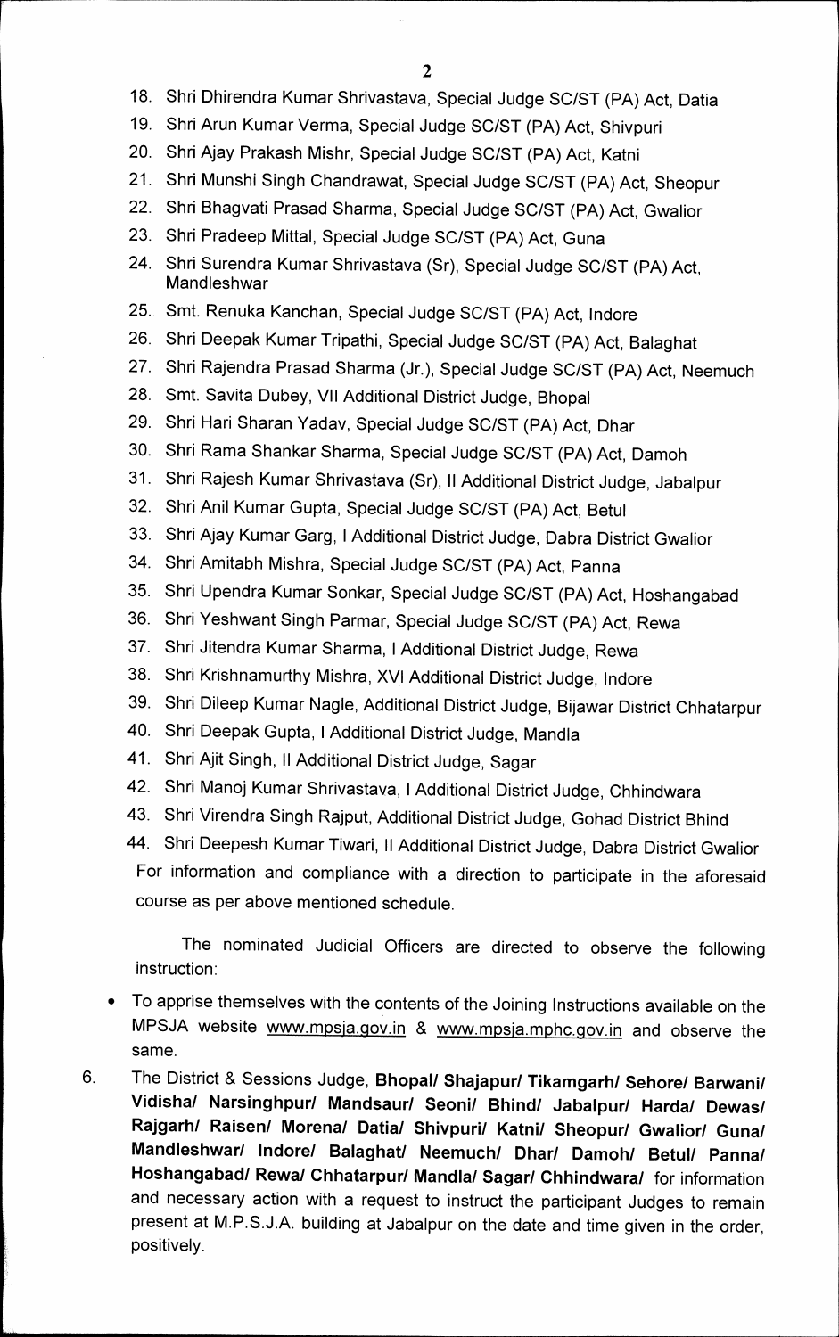18. Shri Dhirendra Kumar Shrivastava, Special Judge SC/ST (PA) Act, Datia
19. Shri Arun Kumar Verma, Special Judge SC/ST (PA) Act, Shivpuri
20. Shri Ajay Prakash Mishr, Special Judge SC/ST (PA) Act, Katni
21. Shri Munshi Singh Chandrawat, Special Judge SC/ST (PA) Act, Sheopur
22. Shri Bhagvati Prasad Sharma, Special Judge SC/ST (PA) Act, Gwalior
23. Shri Pradeep Mittal, Special Judge SC/ST (PA) Act, Guna
24. Shri Surendra Kumar Shrivastava (Sr), Special Judge SC/ST (PA) Act, Mandleshwar
25. Smt. Renuka Kanchan, Special Judge SC/ST (PA) Act, Indore
26. Shri Deepak Kumar Tripathi, Special Judge SC/ST (PA) Act, Balaghat
27. Shri Rajendra Prasad Sharma (Jr.), Special Judge SC/ST (PA) Act, Neemuch
28. Smt. Savita Dubey, VII Additional District Judge, Bhopal
29. Shri Hari Sharan Yadav, Special Judge SC/ST (PA) Act, Dhar
30. Shri Rama Shankar Sharma, Special Judge SC/ST (PA) Act, Damoh
31. Shri Rajesh Kumar Shrivastava (Sr), II Additional District Judge, Jabalpur
32. Shri Anil Kumar Gupta, Special Judge SC/ST (PA) Act, Betul
33. Shri Ajay Kumar Garg, I Additional District Judge, Dabra District Gwalior
34. Shri Amitabh Mishra, Special Judge SC/ST (PA) Act, Panna
35. Shri Upendra Kumar Sonkar, Special Judge SC/ST (PA) Act, Hoshangabad
36. Shri Yeshwant Singh Parmar, Special Judge SC/ST (PA) Act, Rewa
37. Shri Jitendra Kumar Sharma, I Additional District Judge, Rewa
38. Shri Krishnamurthy Mishra, XVI Additional District Judge, Indore
39. Shri Dileep Kumar Nagle, Additional District Judge, Bijawar District Chhatarpur
40. Shri Deepak Gupta, I Additional District Judge, Mandla
41. Shri Ajit Singh, II Additional District Judge, Sagar
42. Shri Manoj Kumar Shrivastava, I Additional District Judge, Chhindwara
43. Shri Virendra Singh Rajput, Additional District Judge, Gohad District Bhind
44. Shri Deepesh Kumar Tiwari, II Additional District Judge, Dabra District Gwalior

For information and compliance with a direction to participate in the aforesaid course as per above mentioned schedule.

The nominated Judicial Officers are directed to observe the following instruction:

- To apprise themselves with the contents of the Joining Instructions available on the MPSJA website www.mpsja.gov.in & www.mpsja.mphc.gov.in and observe the same.

6. The District & Sessions Judge, **Bhopal/ Shajapur/ Tikamgarh/ Sehore/ Barwani/ Vidisha/ Narsinghpur/ Mandsaur/ Seoni/ Bhind/ Jabalpur/ Harda/ Dewas/ Rajgarh/ Raisen/ Morena/ Datia/ Shivpuri/ Katni/ Sheopur/ Gwalior/ Guna/ Mandleshwar/ Indore/ Balaghat/ Neemuch/ Dhar/ Damoh/ Betul/ Panna/ Hoshangabad/ Rewa/ Chhatarpur/ Mandla/ Sagar/ Chhindwara/** for information and necessary action with a request to instruct the participant Judges to remain present at M.P.S.J.A. building at Jabalpur on the date and time given in the order, positively.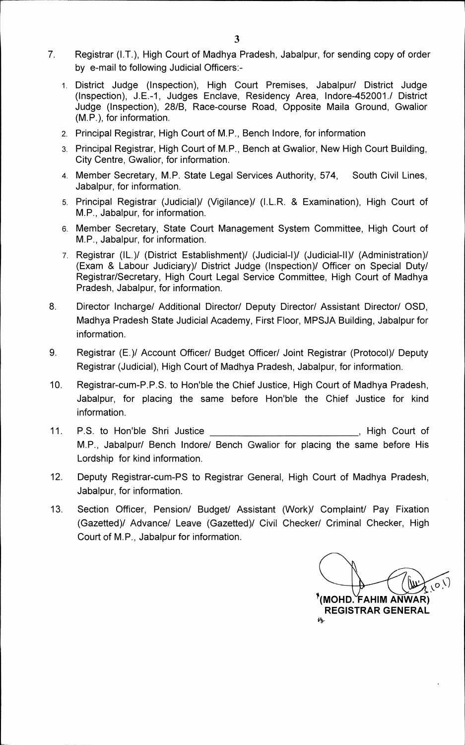7. Registrar (I.T.), High Court of Madhya Pradesh, Jabalpur, for sending copy of order by e-mail to following Judicial Officers:-

    1. District Judge (Inspection), High Court Premises, Jabalpur/ District Judge (Inspection), J.E.-1, Judges Enclave, Residency Area, Indore-452001./ District Judge (Inspection), 28/B, Race-course Road, Opposite Maila Ground, Gwalior (M.P.), for information.
    2. Principal Registrar, High Court of M.P., Bench Indore, for information
    3. Principal Registrar, High Court of M.P., Bench at Gwalior, New High Court Building, City Centre, Gwalior, for information.
    4. Member Secretary, M.P. State Legal Services Authority, 574, South Civil Lines, Jabalpur, for information.
    5. Principal Registrar (Judicial)/ (Vigilance)/ (I.L.R. & Examination), High Court of M.P., Jabalpur, for information.
    6. Member Secretary, State Court Management System Committee, High Court of M.P., Jabalpur, for information.
    7. Registrar (IL.)/ (District Establishment)/ (Judicial-I)/ (Judicial-II)/ (Administration)/ (Exam & Labour Judiciary)/ District Judge (Inspection)/ Officer on Special Duty/ Registrar/Secretary, High Court Legal Service Committee, High Court of Madhya Pradesh, Jabalpur, for information.

8. Director Incharge/ Additional Director/ Deputy Director/ Assistant Director/ OSD, Madhya Pradesh State Judicial Academy, First Floor, MPSJA Building, Jabalpur for information.

9. Registrar (E.)/ Account Officer/ Budget Officer/ Joint Registrar (Protocol)/ Deputy Registrar (Judicial), High Court of Madhya Pradesh, Jabalpur, for information.

10. Registrar-cum-P.P.S. to Hon'ble the Chief Justice, High Court of Madhya Pradesh, Jabalpur, for placing the same before Hon'ble the Chief Justice for kind information.

11. P.S. to Hon'ble Shri Justice ____________________________, High Court of M.P., Jabalpur/ Bench Indore/ Bench Gwalior for placing the same before His Lordship for kind information.

12. Deputy Registrar-cum-PS to Registrar General, High Court of Madhya Pradesh, Jabalpur, for information.

13. Section Officer, Pension/ Budget/ Assistant (Work)/ Complaint/ Pay Fixation (Gazetted)/ Advance/ Leave (Gazetted)/ Civil Checker/ Criminal Checker, High Court of M.P., Jabalpur for information.

**(MOHD. FAHIM ANWAR)**
**REGISTRAR GENERAL**